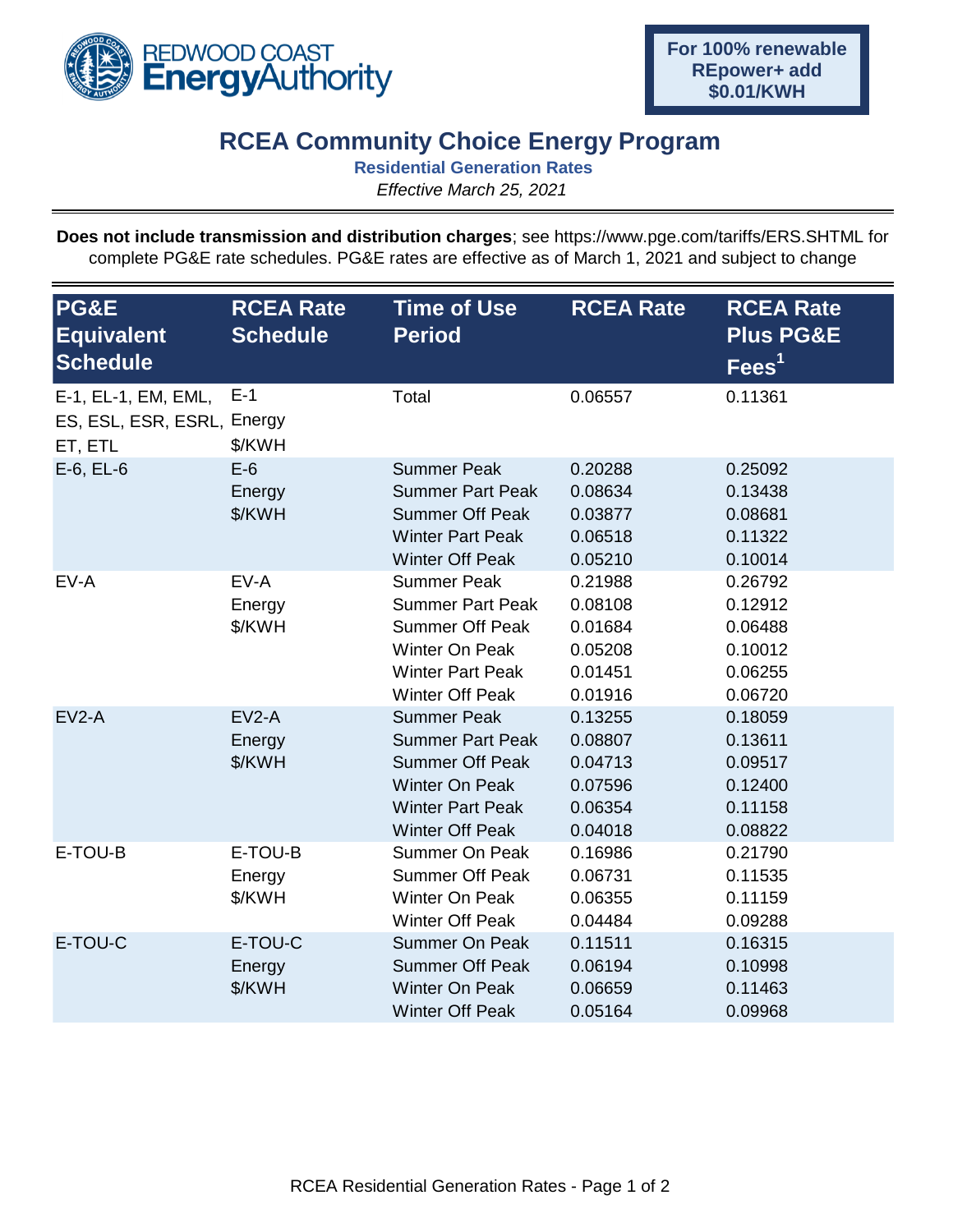REDWOOD COAST **Energy**Authority

**For 100% renewable REpower+ add $0.01/KWH**

# RCEA Community Choice Energy Program

**Residential Generation Rates**

*Effective March 25, 2021*

**Does not include transmission and distribution charges**; see https://www.pge.com/tariffs/ERS.SHTML for complete PG&E rate schedules. PG&E rates are effective as of March 1, 2021 and subject to change

| PG&E Equivalent Schedule | RCEA Rate Schedule | Time of Use Period | RCEA Rate | RCEA Rate Plus PG&E Fees[1] |
|---|---|---|---|---|
| E-1, EL-1, EM, EML, ES, ESL, ESR, ESRL, ET, ETL | E-1 Energy $/KWH | Total | 0.06557 | 0.11361 |
| E-6, EL-6 | E-6 Energy $/KWH | Summer Peak | 0.20288 | 0.25092 |
| | | Summer Part Peak | 0.08634 | 0.13438 |
| | | Summer Off Peak | 0.03877 | 0.08681 |
| | | Winter Part Peak | 0.06518 | 0.11322 |
| | | Winter Off Peak | 0.05210 | 0.10014 |
| EV-A | EV-A Energy $/KWH | Summer Peak | 0.21988 | 0.26792 |
| | | Summer Part Peak | 0.08108 | 0.12912 |
| | | Summer Off Peak | 0.01684 | 0.06488 |
| | | Winter On Peak | 0.05208 | 0.10012 |
| | | Winter Part Peak | 0.01451 | 0.06255 |
| | | Winter Off Peak | 0.01916 | 0.06720 |
| EV2-A | EV2-A Energy $/KWH | Summer Peak | 0.13255 | 0.18059 |
| | | Summer Part Peak | 0.08807 | 0.13611 |
| | | Summer Off Peak | 0.04713 | 0.09517 |
| | | Winter On Peak | 0.07596 | 0.12400 |
| | | Winter Part Peak | 0.06354 | 0.11158 |
| | | Winter Off Peak | 0.04018 | 0.08822 |
| E-TOU-B | E-TOU-B Energy $/KWH | Summer On Peak | 0.16986 | 0.21790 |
| | | Summer Off Peak | 0.06731 | 0.11535 |
| | | Winter On Peak | 0.06355 | 0.11159 |
| | | Winter Off Peak | 0.04484 | 0.09288 |
| E-TOU-C | E-TOU-C Energy $/KWH | Summer On Peak | 0.11511 | 0.16315 |
| | | Summer Off Peak | 0.06194 | 0.10998 |
| | | Winter On Peak | 0.06659 | 0.11463 |
| | | Winter Off Peak | 0.05164 | 0.09968 |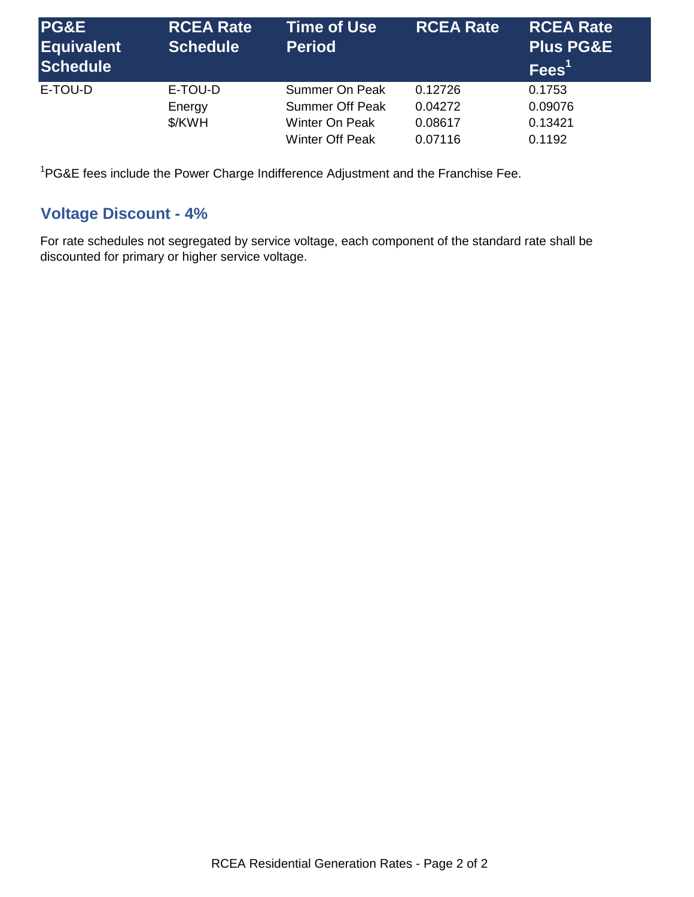| PG&E Equivalent Schedule | RCEA Rate Schedule | Time of Use Period | RCEA Rate | RCEA Rate Plus PG&E Fees[1] |
|---|---|---|---|---|
| E-TOU-D | E-TOU-D | Summer On Peak | 0.12726 | 0.1753 |
| | Energy | Summer Off Peak | 0.04272 | 0.09076 |
| | $/KWH | Winter On Peak | 0.08617 | 0.13421 |
| | | Winter Off Peak | 0.07116 | 0.1192 |

[1]PG&E fees include the Power Charge Indifference Adjustment and the Franchise Fee.

## Voltage Discount - 4%

For rate schedules not segregated by service voltage, each component of the standard rate shall be discounted for primary or higher service voltage.